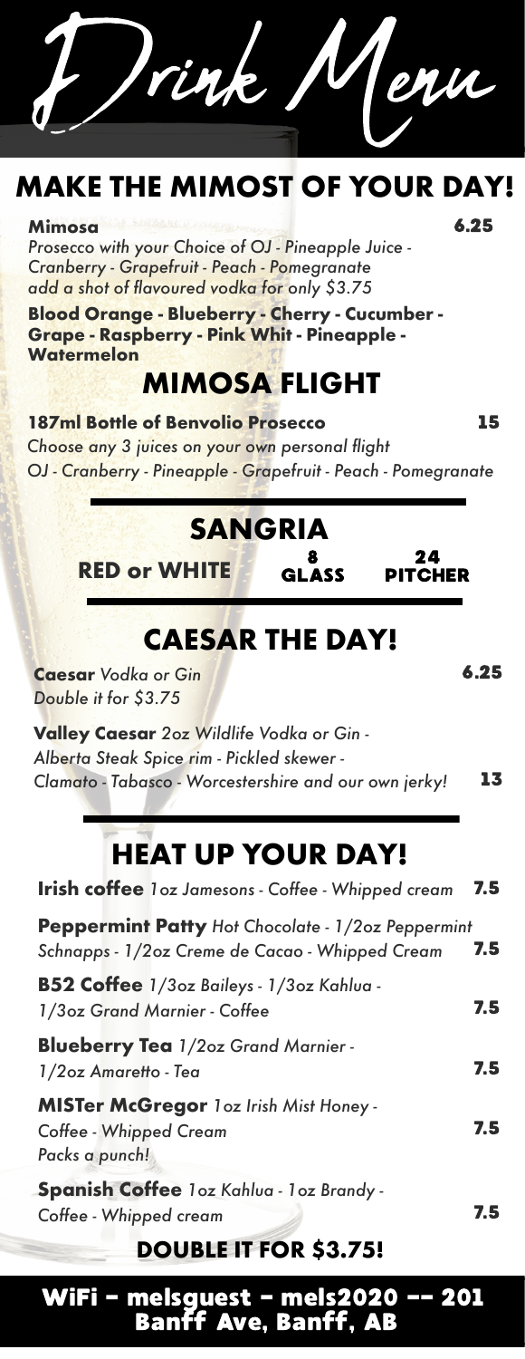# Drink Menu

## MAKE THE MIMOST OF YOUR DAY!

**Mimosa** 6.25

*Prosecco with your Choice of OJ - Pineapple Juice - Cranberry - Grapefruit - Peach - Pomegranate add a shot of flavoured vodka for only $3.75*

**Blood Orange - Blueberry - Cherry - Cucumber - Grape - Raspberry - Pink Whit - Pineapple - Watermelon**

## MIMOSA FLIGHT

**187ml Bottle of Benvolio Prosecco** 15

*Choose any 3 juices on your own personal flight*

*OJ - Cranberry - Pineapple - Grapefruit - Peach - Pomegranate*

## SANGRIA

| | GLASS | PITCHER |
|---|---|---|
| **RED or WHITE** | 8 | 24 |

## CAESAR THE DAY!

**Caesar** *Vodka or Gin* 6.25

*Double it for $3.75*

**Valley Caesar** *2oz Wildlife Vodka or Gin - Alberta Steak Spice rim - Pickled skewer - Clamato - Tabasco - Worcestershire and our own jerky!* 13

## HEAT UP YOUR DAY!

**Irish coffee** *1oz Jamesons - Coffee - Whipped cream* 7.5

**Peppermint Patty** *Hot Chocolate - 1/2oz Peppermint Schnapps - 1/2oz Creme de Cacao - Whipped Cream* 7.5

**B52 Coffee** *1/3oz Baileys - 1/3oz Kahlua - 1/3oz Grand Marnier - Coffee* 7.5

**Blueberry Tea** *1/2oz Grand Marnier - 1/2oz Amaretto - Tea* 7.5

**MISTer McGregor** *1oz Irish Mist Honey - Coffee - Whipped Cream Packs a punch!* 7.5

**Spanish Coffee** *1oz Kahlua - 1oz Brandy - Coffee - Whipped cream* 7.5

**DOUBLE IT FOR $3.75!**

**WiFi - melsguest - mels2020 -- 201 Banff Ave, Banff, AB**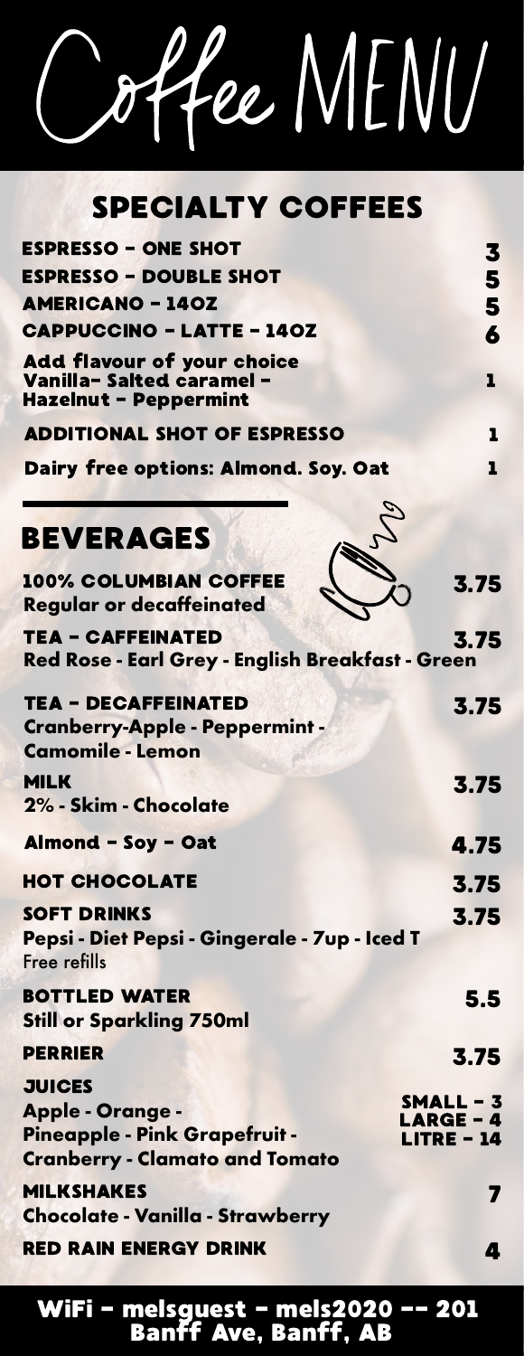# Coffee MENU

## SPECIALTY COFFEES

| | |
|---|---|
| ESPRESSO – ONE SHOT | 3 |
| ESPRESSO – DOUBLE SHOT | 5 |
| AMERICANO – 14OZ | 5 |
| CAPPUCCINO – LATTE – 14OZ | 6 |
| Add flavour of your choice<br>Vanilla– Salted caramel –<br>Hazelnut – Peppermint | 1 |
| ADDITIONAL SHOT OF ESPRESSO | 1 |
| Dairy free options: Almond. Soy. Oat | 1 |

## BEVERAGES

| | |
|---|---|
| **100% COLUMBIAN COFFEE**<br>Regular or decaffeinated | 3.75 |
| **TEA – CAFFEINATED**<br>Red Rose - Earl Grey - English Breakfast - Green | 3.75 |
| **TEA – DECAFFEINATED**<br>Cranberry-Apple - Peppermint -<br>Camomile - Lemon | 3.75 |
| **MILK**<br>2% - Skim - Chocolate | 3.75 |
| Almond – Soy – Oat | 4.75 |
| **HOT CHOCOLATE** | 3.75 |
| **SOFT DRINKS**<br>Pepsi - Diet Pepsi - Gingerale - 7up - Iced T<br>Free refills | 3.75 |
| **BOTTLED WATER**<br>Still or Sparkling 750ml | 5.5 |
| **PERRIER** | 3.75 |
| **JUICES**<br>Apple - Orange -<br>Pineapple - Pink Grapefruit -<br>Cranberry - Clamato and Tomato | SMALL – 3<br>LARGE – 4<br>LITRE – 14 |
| **MILKSHAKES**<br>Chocolate - Vanilla - Strawberry | 7 |
| **RED RAIN ENERGY DRINK** | 4 |

WiFi – melsguest – mels2020 -- 201 Banff Ave, Banff, AB